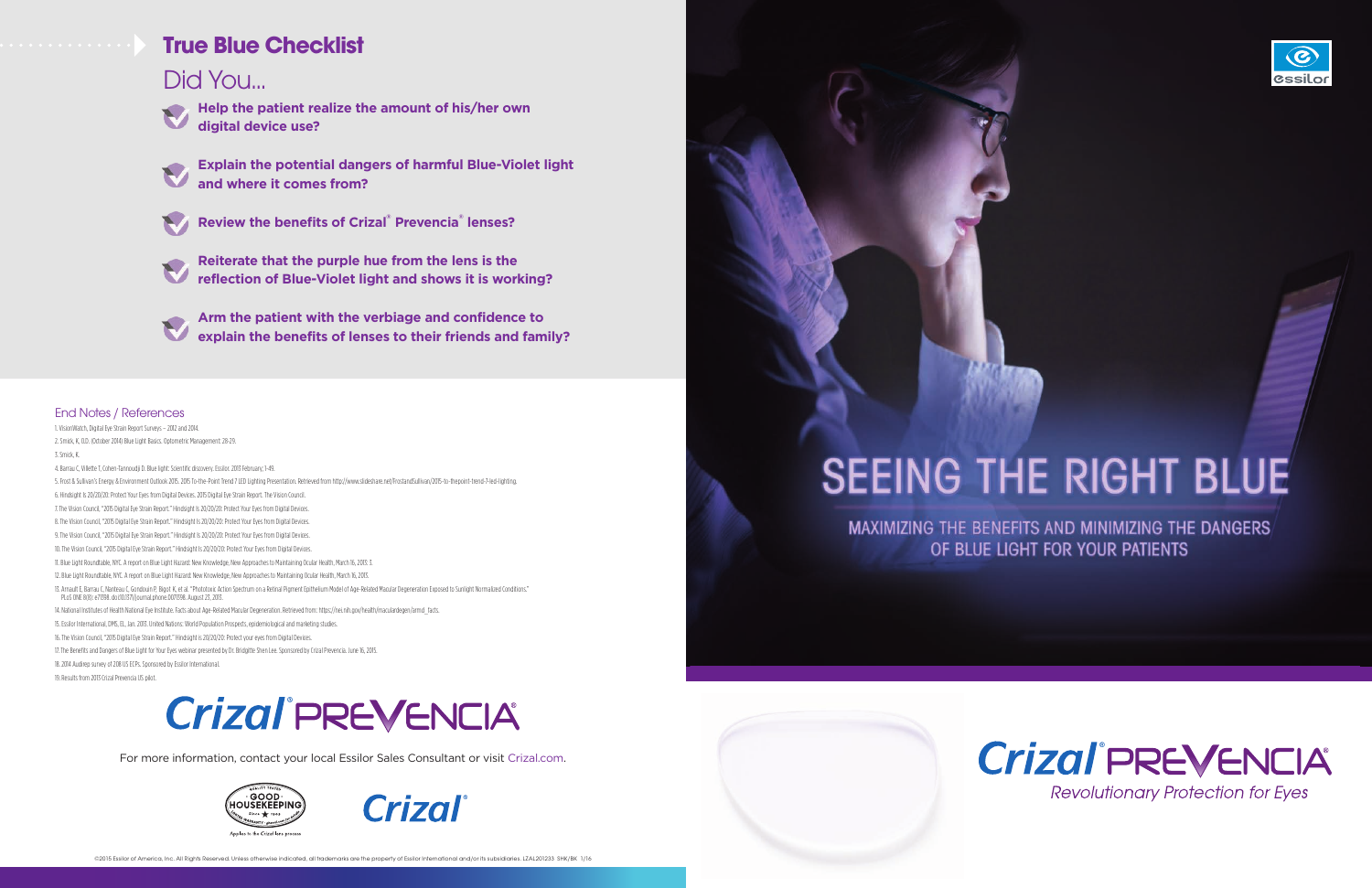## True Blue Checklist

### Did You...

- **Help the patient realize the amount of his/her own digital device use?**
- **Explain the potential dangers of harmful Blue-Violet light and where it comes from?**
- **Review the benefits of Crizal® Prevencia® lenses?**
- **Reiterate that the purple hue from the lens is the reflection of Blue-Violet light and shows it is working?**
- **Arm the patient with the verbiage and confidence to explain the benefits of lenses to their friends and family?**

### End Notes / References

1. VisionWatch, Digital Eye Strain Report Surveys – 2012 and 2014.
2. Smick, K, O.D. (October 2014) Blue Light Basics. Optometric Management 28-29.
3. Smick, K.
4. Barrau C, Villette T, Cohen-Tannoudji D. Blue light: Scientific discovery. Essilor. 2013 February; 1-49.
5. Frost & Sullivan's Energy & Environment Outlook 2015. 2015 To-the-Point Trend 7 LED Lighting Presentation. Retrieved from http://www.slideshare.net/FrostandSullivan/2015-to-thepoint-trend-7-led-lighting.
6. Hindsight Is 20/20/20: Protect Your Eyes from Digital Devices. 2015 Digital Eye Strain Report. The Vision Council.
7. The Vision Council, "2015 Digital Eye Strain Report." Hindsight Is 20/20/20: Protect Your Eyes from Digital Devices.
8. The Vision Council, "2015 Digital Eye Strain Report." Hindsight Is 20/20/20: Protect Your Eyes from Digital Devices.
9. The Vision Council, "2015 Digital Eye Strain Report." Hindsight Is 20/20/20: Protect Your Eyes from Digital Devices.
10. The Vision Council, "2015 Digital Eye Strain Report." Hindsight Is 20/20/20: Protect Your Eyes from Digital Devices.
11. Blue Light Roundtable, NYC. A report on Blue Light Hazard: New Knowledge, New Approaches to Maintaining Ocular Health, March 16, 2013: 3.
12. Blue Light Roundtable, NYC. A report on Blue Light Hazard: New Knowledge, New Approaches to Maintaining Ocular Health, March 16, 2013.
13. Arnault E, Barrau C, Nanteau C, Gondouin P, Bigot K, et al. "Phototoxic Action Spectrum on a Retinal Pigment Epithelium Model of Age-Related Macular Degeneration Exposed to Sunlight Normalized Conditions." PLoS ONE 8(8): e71398. doi:10.1371/journal.pone.0071398. August 23, 2013.
14. National Institutes of Health National Eye Institute. Facts about Age-Related Macular Degeneration. Retrieved from: https://nei.nih.gov/health/maculardegen/armd_facts.
15. Essilor International, DMS, EL, Jan. 2013. United Nations: World Population Prospects, epidemiological and marketing studies.
16. The Vision Council, "2015 Digital Eye Strain Report." Hindsight Is 20/20/20: Protect your eyes from Digital Devices.
17. The Benefits and Dangers of Blue Light for Your Eyes webinar presented by Dr. Bridgitte Shen Lee. Sponsored by Crizal Prevencia. June 16, 2015.
18. 2014 Audirep survey of 208 US ECPs. Sponsored by Essilor International.
19. Results from 2013 Crizal Prevencia US pilot.

**Crizal® PREVENCIA®**

For more information, contact your local Essilor Sales Consultant or visit Crizal.com.

Good Housekeeping — Applies to the Crizal lens process

Crizal®

©2015 Essilor of America, Inc. All Rights Reserved. Unless otherwise indicated, all trademarks are the property of Essilor International and/or its subsidiaries. LZAL201233 SHK/BK 1/16

essilor

# SEEING THE RIGHT BLUE

## MAXIMIZING THE BENEFITS AND MINIMIZING THE DANGERS OF BLUE LIGHT FOR YOUR PATIENTS

**Crizal® PREVENCIA®**

*Revolutionary Protection for Eyes*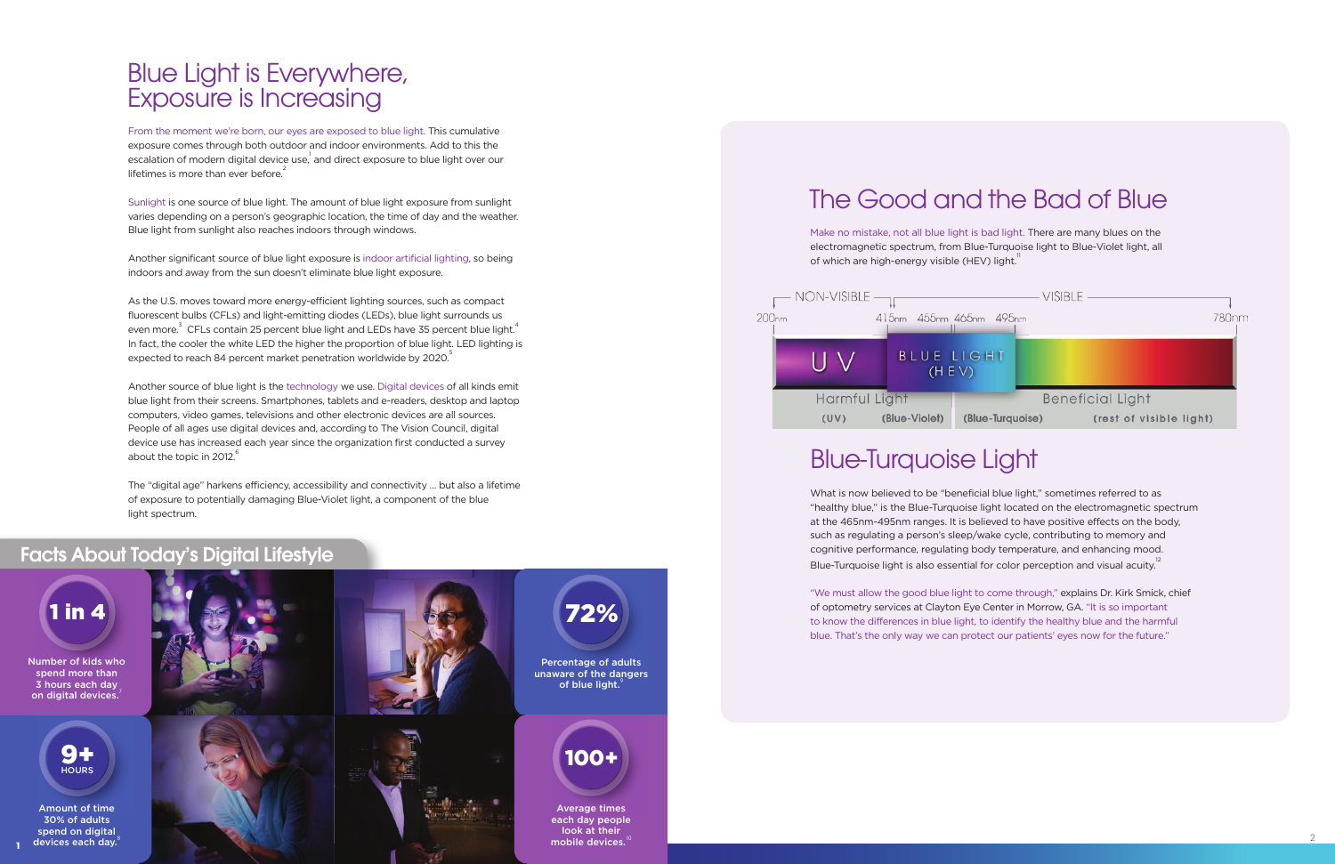# Blue Light is Everywhere, Exposure is Increasing

From the moment we're born, our eyes are exposed to blue light. This cumulative exposure comes through both outdoor and indoor environments. Add to this the escalation of modern digital device use,[1] and direct exposure to blue light over our lifetimes is more than ever before.[2]

Sunlight is one source of blue light. The amount of blue light exposure from sunlight varies depending on a person's geographic location, the time of day and the weather. Blue light from sunlight also reaches indoors through windows.

Another significant source of blue light exposure is indoor artificial lighting, so being indoors and away from the sun doesn't eliminate blue light exposure.

As the U.S. moves toward more energy-efficient lighting sources, such as compact fluorescent bulbs (CFLs) and light-emitting diodes (LEDs), blue light surrounds us even more.[3] CFLs contain 25 percent blue light and LEDs have 35 percent blue light.[4] In fact, the cooler the white LED the higher the proportion of blue light. LED lighting is expected to reach 84 percent market penetration worldwide by 2020.[5]

Another source of blue light is the technology we use. Digital devices of all kinds emit blue light from their screens. Smartphones, tablets and e-readers, desktop and laptop computers, video games, televisions and other electronic devices are all sources. People of all ages use digital devices and, according to The Vision Council, digital device use has increased each year since the organization first conducted a survey about the topic in 2012.[6]

The "digital age" harkens efficiency, accessibility and connectivity … but also a lifetime of exposure to potentially damaging Blue-Violet light, a component of the blue light spectrum.

## Facts About Today's Digital Lifestyle

**1 in 4** — Number of kids who spend more than 3 hours each day on digital devices.[7]

**72%** — Percentage of adults unaware of the dangers of blue light.[9]

**9+ HOURS** — Amount of time 30% of adults spend on digital devices each day.[8]

**100+** — Average times each day people look at their mobile devices.[10]

# The Good and the Bad of Blue

Make no mistake, not all blue light is bad light. There are many blues on the electromagnetic spectrum, from Blue-Turquoise light to Blue-Violet light, all of which are high-energy visible (HEV) light.[11]

NON-VISIBLE — VISIBLE

200nm — 415nm — 455nm — 465nm — 495nm — 780nm

UV | BLUE LIGHT (HEV)

Harmful Light: (UV) (Blue-Violet)

Beneficial Light: (Blue-Turquoise) (rest of visible light)

# Blue-Turquoise Light

What is now believed to be "beneficial blue light," sometimes referred to as "healthy blue," is the Blue-Turquoise light located on the electromagnetic spectrum at the 465nm–495nm ranges. It is believed to have positive effects on the body, such as regulating a person's sleep/wake cycle, contributing to memory and cognitive performance, regulating body temperature, and enhancing mood. Blue-Turquoise light is also essential for color perception and visual acuity.[12]

"We must allow the good blue light to come through," explains Dr. Kirk Smick, chief of optometry services at Clayton Eye Center in Morrow, GA. "It is so important to know the differences in blue light, to identify the healthy blue and the harmful blue. That's the only way we can protect our patients' eyes now for the future."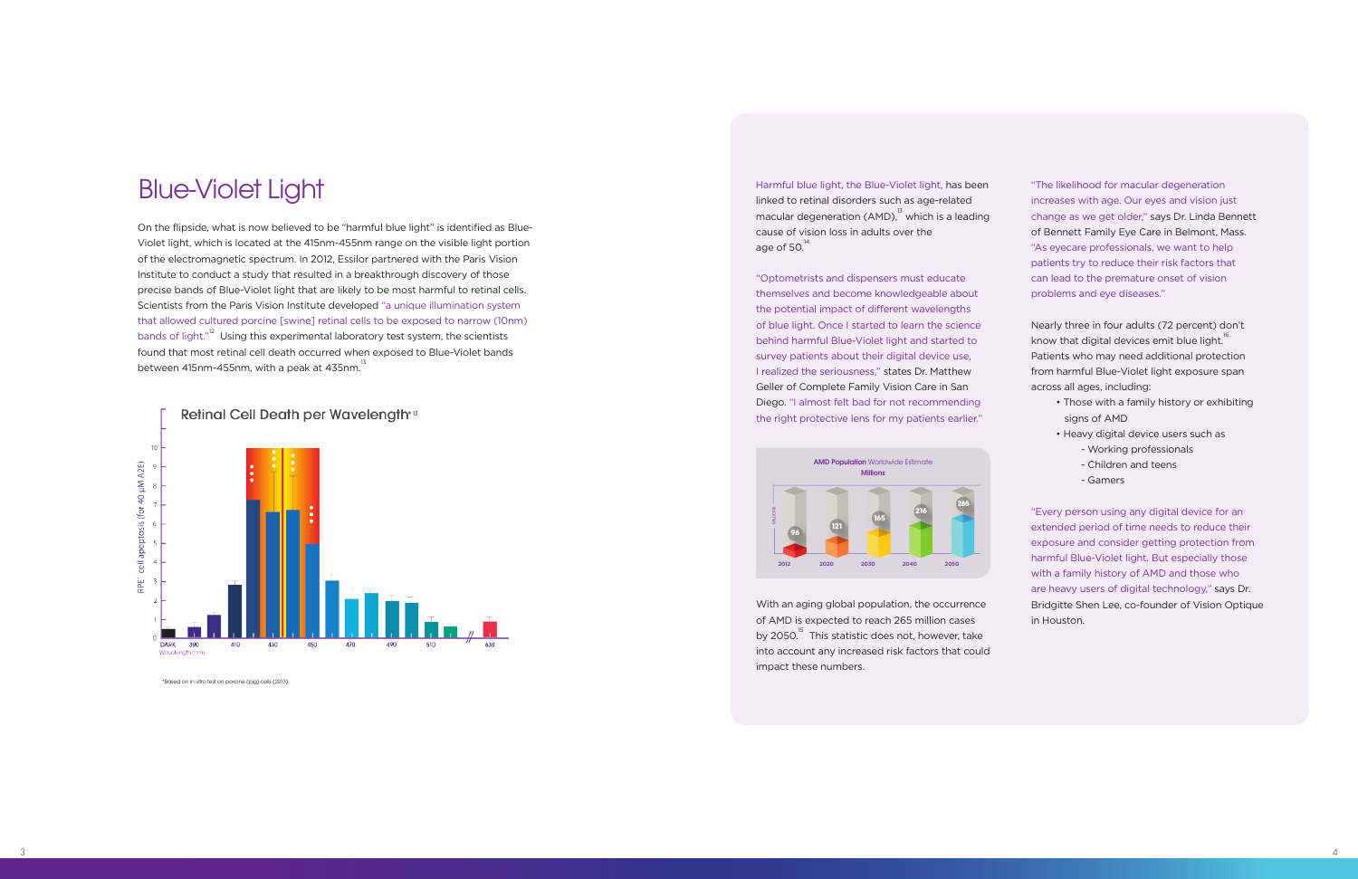# Blue-Violet Light

On the flipside, what is now believed to be "harmful blue light" is identified as Blue-Violet light, which is located at the 415nm-455nm range on the visible light portion of the electromagnetic spectrum. In 2012, Essilor partnered with the Paris Vision Institute to conduct a study that resulted in a breakthrough discovery of those precise bands of Blue-Violet light that are likely to be most harmful to retinal cells. Scientists from the Paris Vision Institute developed "a unique illumination system that allowed cultured porcine [swine] retinal cells to be exposed to narrow (10nm) bands of light."[12] Using this experimental laboratory test system, the scientists found that most retinal cell death occurred when exposed to Blue-Violet bands between 415nm-455nm, with a peak at 435nm.[13]

**Retinal Cell Death per Wavelength**[*13]

*Based on in vitro test on porcine (pig) cells (2013)

Harmful blue light, the Blue-Violet light, has been linked to retinal disorders such as age-related macular degeneration (AMD),[13] which is a leading cause of vision loss in adults over the age of 50.[14]

"Optometrists and dispensers must educate themselves and become knowledgeable about the potential impact of different wavelengths of blue light. Once I started to learn the science behind harmful Blue-Violet light and started to survey patients about their digital device use, I realized the seriousness," states Dr. Matthew Geller of Complete Family Vision Care in San Diego. "I almost felt bad for not recommending the right protective lens for my patients earlier."

**AMD Population Worldwide Estimate**
**Millions**

| 2012 | 2020 | 2030 | 2040 | 2050 |
|---|---|---|---|---|
| 96 | 121 | 165 | 216 | 265 |

With an aging global population, the occurrence of AMD is expected to reach 265 million cases by 2050.[15] This statistic does not, however, take into account any increased risk factors that could impact these numbers.

"The likelihood for macular degeneration increases with age. Our eyes and vision just change as we get older," says Dr. Linda Bennett of Bennett Family Eye Care in Belmont, Mass. "As eyecare professionals, we want to help patients try to reduce their risk factors that can lead to the premature onset of vision problems and eye diseases."

Nearly three in four adults (72 percent) don't know that digital devices emit blue light.[16] Patients who may need additional protection from harmful Blue-Violet light exposure span across all ages, including:

- Those with a family history or exhibiting signs of AMD
- Heavy digital device users such as
  - Working professionals
  - Children and teens
  - Gamers

"Every person using any digital device for an extended period of time needs to reduce their exposure and consider getting protection from harmful Blue-Violet light. But especially those with a family history of AMD and those who are heavy users of digital technology," says Dr. Bridgitte Shen Lee, co-founder of Vision Optique in Houston.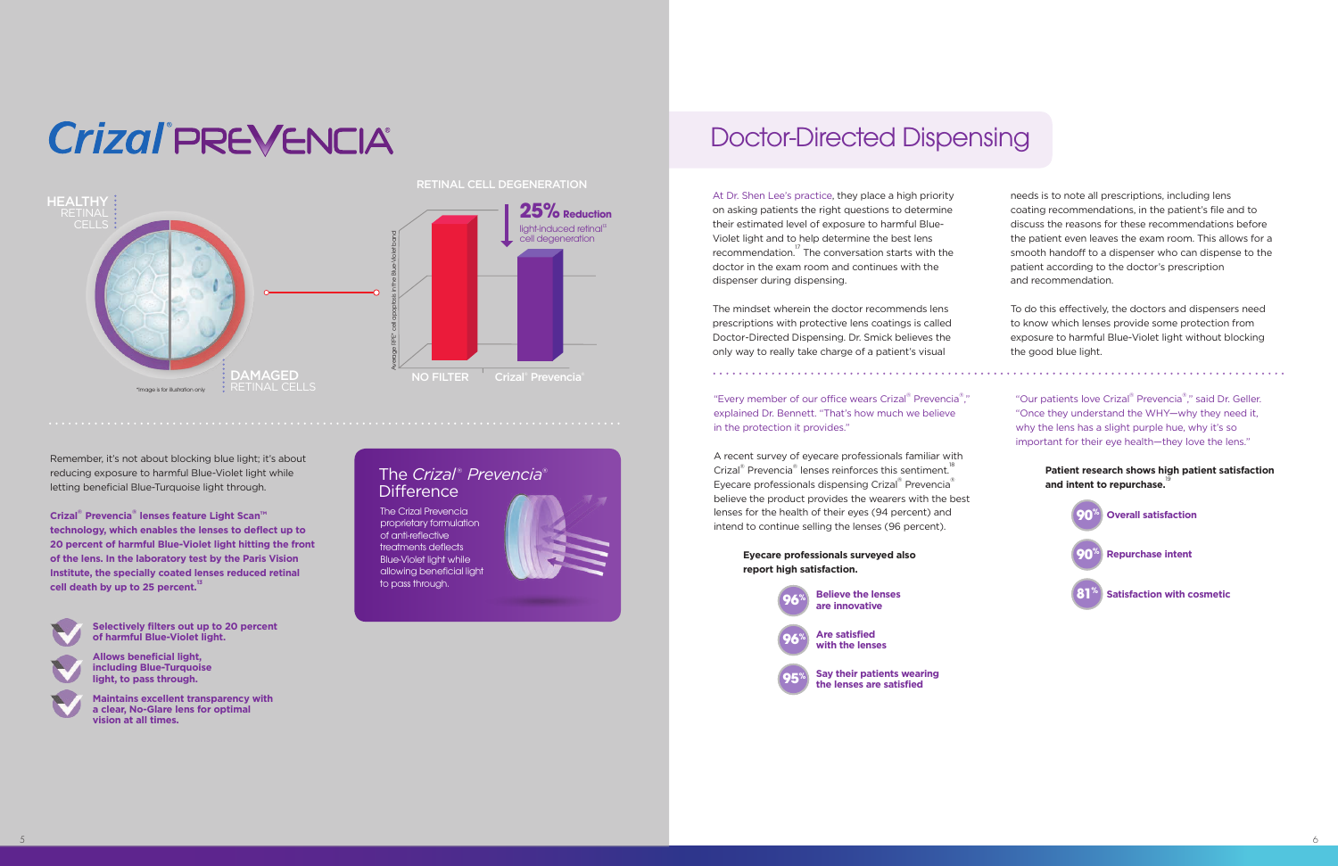# Crizal® PREVENCIA®

HEALTHY RETINAL CELLS

DAMAGED RETINAL CELLS

*Image is for illustration only

RETINAL CELL DEGENERATION

**25% Reduction** light-induced retinal[a] cell degeneration

Average RPE[a] cell apoptosis in the Blue-Violet band

NO FILTER | Crizal® Prevencia®

Remember, it's not about blocking blue light; it's about reducing exposure to harmful Blue-Violet light while letting beneficial Blue-Turquoise light through.

**Crizal® Prevencia® lenses feature Light Scan™ technology, which enables the lenses to deflect up to 20 percent of harmful Blue-Violet light hitting the front of the lens. In the laboratory test by the Paris Vision Institute, the specially coated lenses reduced retinal cell death by up to 25 percent.**[13]

- **Selectively filters out up to 20 percent of harmful Blue-Violet light.**
- **Allows beneficial light, including Blue-Turquoise light, to pass through.**
- **Maintains excellent transparency with a clear, No-Glare lens for optimal vision at all times.**

## The *Crizal® Prevencia®* Difference

The Crizal Prevencia proprietary formulation of anti-reflective treatments deflects Blue-Violet light while allowing beneficial light to pass through.

# Doctor-Directed Dispensing

At Dr. Shen Lee's practice, they place a high priority on asking patients the right questions to determine their estimated level of exposure to harmful Blue-Violet light and to help determine the best lens recommendation.[17] The conversation starts with the doctor in the exam room and continues with the dispenser during dispensing.

The mindset wherein the doctor recommends lens prescriptions with protective lens coatings is called Doctor-Directed Dispensing. Dr. Smick believes the only way to really take charge of a patient's visual needs is to note all prescriptions, including lens coating recommendations, in the patient's file and to discuss the reasons for these recommendations before the patient even leaves the exam room. This allows for a smooth handoff to a dispenser who can dispense to the patient according to the doctor's prescription and recommendation.

To do this effectively, the doctors and dispensers need to know which lenses provide some protection from exposure to harmful Blue-Violet light without blocking the good blue light.

"Every member of our office wears Crizal® Prevencia®," explained Dr. Bennett. "That's how much we believe in the protection it provides."

A recent survey of eyecare professionals familiar with Crizal® Prevencia® lenses reinforces this sentiment.[18] Eyecare professionals dispensing Crizal® Prevencia® believe the product provides the wearers with the best lenses for the health of their eyes (94 percent) and intend to continue selling the lenses (96 percent).

**Eyecare professionals surveyed also report high satisfaction.**

- **96%** Believe the lenses are innovative
- **96%** Are satisfied with the lenses
- **95%** Say their patients wearing the lenses are satisfied

"Our patients love Crizal® Prevencia®," said Dr. Geller. "Once they understand the WHY—why they need it, why the lens has a slight purple hue, why it's so important for their eye health—they love the lens."

**Patient research shows high patient satisfaction and intent to repurchase.**[19]

- **90%** Overall satisfaction
- **90%** Repurchase intent
- **81%** Satisfaction with cosmetic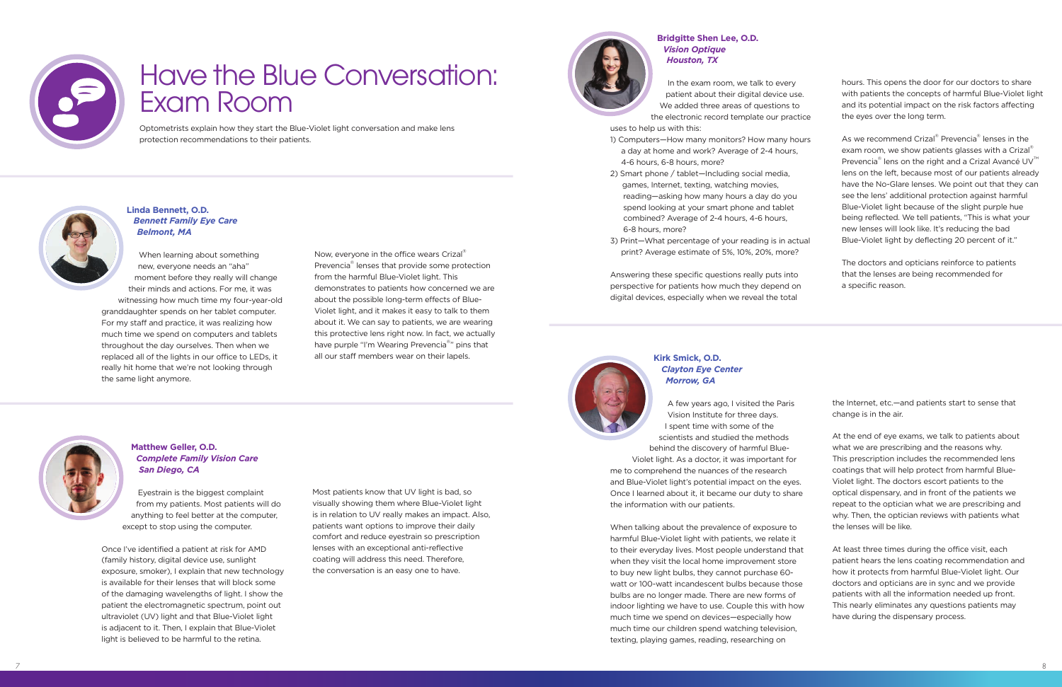# Have the Blue Conversation: Exam Room

Optometrists explain how they start the Blue-Violet light conversation and make lens protection recommendations to their patients.

**Linda Bennett, O.D.**
***Bennett Family Eye Care***
***Belmont, MA***

When learning about something new, everyone needs an "aha" moment before they really will change their minds and actions. For me, it was witnessing how much time my four-year-old granddaughter spends on her tablet computer. For my staff and practice, it was realizing how much time we spend on computers and tablets throughout the day ourselves. Then when we replaced all of the lights in our office to LEDs, it really hit home that we're not looking through the same light anymore.

Now, everyone in the office wears Crizal® Prevencia® lenses that provide some protection from the harmful Blue-Violet light. This demonstrates to patients how concerned we are about the possible long-term effects of Blue-Violet light, and it makes it easy to talk to them about it. We can say to patients, we are wearing this protective lens right now. In fact, we actually have purple "I'm Wearing Prevencia®" pins that all our staff members wear on their lapels.

**Matthew Geller, O.D.**
***Complete Family Vision Care***
***San Diego, CA***

Eyestrain is the biggest complaint from my patients. Most patients will do anything to feel better at the computer, except to stop using the computer.

Once I've identified a patient at risk for AMD (family history, digital device use, sunlight exposure, smoker), I explain that new technology is available for their lenses that will block some of the damaging wavelengths of light. I show the patient the electromagnetic spectrum, point out ultraviolet (UV) light and that Blue-Violet light is adjacent to it. Then, I explain that Blue-Violet light is believed to be harmful to the retina.

Most patients know that UV light is bad, so visually showing them where Blue-Violet light is in relation to UV really makes an impact. Also, patients want options to improve their daily comfort and reduce eyestrain so prescription lenses with an exceptional anti-reflective coating will address this need. Therefore, the conversation is an easy one to have.

**Bridgitte Shen Lee, O.D.**
***Vision Optique***
***Houston, TX***

In the exam room, we talk to every patient about their digital device use. We added three areas of questions to the electronic record template our practice uses to help us with this:

1) Computers—How many monitors? How many hours a day at home and work? Average of 2-4 hours, 4-6 hours, 6-8 hours, more?
2) Smart phone / tablet—Including social media, games, Internet, texting, watching movies, reading—asking how many hours a day do you spend looking at your smart phone and tablet combined? Average of 2-4 hours, 4-6 hours, 6-8 hours, more?
3) Print—What percentage of your reading is in actual print? Average estimate of 5%, 10%, 20%, more?

Answering these specific questions really puts into perspective for patients how much they depend on digital devices, especially when we reveal the total hours. This opens the door for our doctors to share with patients the concepts of harmful Blue-Violet light and its potential impact on the risk factors affecting the eyes over the long term.

As we recommend Crizal® Prevencia® lenses in the exam room, we show patients glasses with a Crizal® Prevencia® lens on the right and a Crizal Avancé UV™ lens on the left, because most of our patients already have the No-Glare lenses. We point out that they can see the lens' additional protection against harmful Blue-Violet light because of the slight purple hue being reflected. We tell patients, "This is what your new lenses will look like. It's reducing the bad Blue-Violet light by deflecting 20 percent of it."

The doctors and opticians reinforce to patients that the lenses are being recommended for a specific reason.

**Kirk Smick, O.D.**
***Clayton Eye Center***
***Morrow, GA***

A few years ago, I visited the Paris Vision Institute for three days. I spent time with some of the scientists and studied the methods behind the discovery of harmful Blue-Violet light. As a doctor, it was important for me to comprehend the nuances of the research and Blue-Violet light's potential impact on the eyes. Once I learned about it, it became our duty to share the information with our patients.

When talking about the prevalence of exposure to harmful Blue-Violet light with patients, we relate it to their everyday lives. Most people understand that when they visit the local home improvement store to buy new light bulbs, they cannot purchase 60-watt or 100-watt incandescent bulbs because those bulbs are no longer made. There are new forms of indoor lighting we have to use. Couple this with how much time we spend on devices—especially how much time our children spend watching television, texting, playing games, reading, researching on the Internet, etc.—and patients start to sense that change is in the air.

At the end of eye exams, we talk to patients about what we are prescribing and the reasons why. This prescription includes the recommended lens coatings that will help protect from harmful Blue-Violet light. The doctors escort patients to the optical dispensary, and in front of the patients we repeat to the optician what we are prescribing and why. Then, the optician reviews with patients what the lenses will be like.

At least three times during the office visit, each patient hears the lens coating recommendation and how it protects from harmful Blue-Violet light. Our doctors and opticians are in sync and we provide patients with all the information needed up front. This nearly eliminates any questions patients may have during the dispensary process.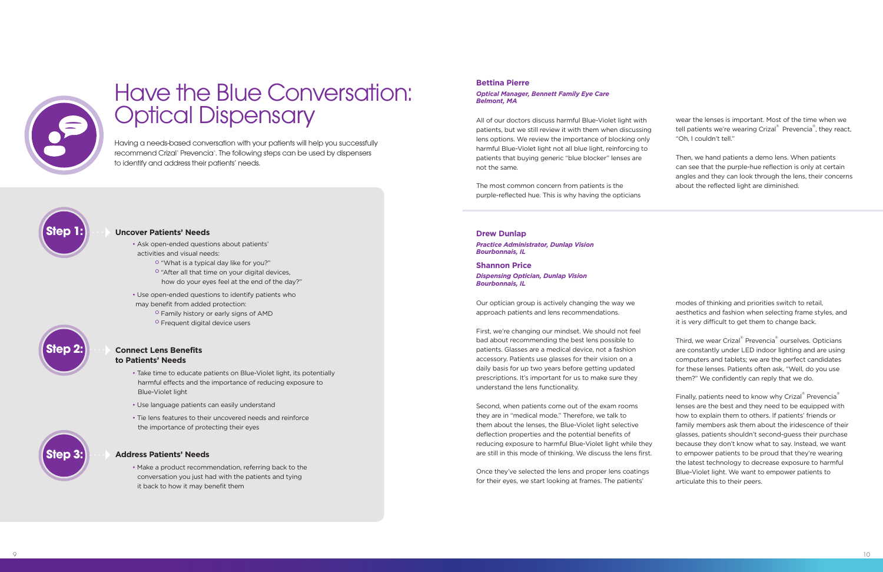# Have the Blue Conversation: Optical Dispensary

Having a needs-based conversation with your patients will help you successfully recommend Crizal® Prevencia®. The following steps can be used by dispensers to identify and address their patients' needs.

## Step 1: Uncover Patients' Needs

- Ask open-ended questions about patients' activities and visual needs:
  - "What is a typical day like for you?"
  - "After all that time on your digital devices, how do your eyes feel at the end of the day?"
- Use open-ended questions to identify patients who may benefit from added protection:
  - Family history or early signs of AMD
  - Frequent digital device users

## Step 2: Connect Lens Benefits to Patients' Needs

- Take time to educate patients on Blue-Violet light, its potentially harmful effects and the importance of reducing exposure to Blue-Violet light
- Use language patients can easily understand
- Tie lens features to their uncovered needs and reinforce the importance of protecting their eyes

## Step 3: Address Patients' Needs

- Make a product recommendation, referring back to the conversation you just had with the patients and tying it back to how it may benefit them

---

### Bettina Pierre

***Optical Manager, Bennett Family Eye Care***
***Belmont, MA***

All of our doctors discuss harmful Blue-Violet light with patients, but we still review it with them when discussing lens options. We review the importance of blocking only harmful Blue-Violet light not all blue light, reinforcing to patients that buying generic "blue blocker" lenses are not the same.

The most common concern from patients is the purple-reflected hue. This is why having the opticians wear the lenses is important. Most of the time when we tell patients we're wearing Crizal® Prevencia®, they react, "Oh, I couldn't tell."

Then, we hand patients a demo lens. When patients can see that the purple-hue reflection is only at certain angles and they can look through the lens, their concerns about the reflected light are diminished.

---

### Drew Dunlap

***Practice Administrator, Dunlap Vision***
***Bourbonnais, IL***

### Shannon Price

***Dispensing Optician, Dunlap Vision***
***Bourbonnais, IL***

Our optician group is actively changing the way we approach patients and lens recommendations.

First, we're changing our mindset. We should not feel bad about recommending the best lens possible to patients. Glasses are a medical device, not a fashion accessory. Patients use glasses for their vision on a daily basis for up two years before getting updated prescriptions. It's important for us to make sure they understand the lens functionality.

Second, when patients come out of the exam rooms they are in "medical mode." Therefore, we talk to them about the lenses, the Blue-Violet light selective deflection properties and the potential benefits of reducing exposure to harmful Blue-Violet light while they are still in this mode of thinking. We discuss the lens first.

Once they've selected the lens and proper lens coatings for their eyes, we start looking at frames. The patients' modes of thinking and priorities switch to retail, aesthetics and fashion when selecting frame styles, and it is very difficult to get them to change back.

Third, we wear Crizal® Prevencia® ourselves. Opticians are constantly under LED indoor lighting and are using computers and tablets; we are the perfect candidates for these lenses. Patients often ask, "Well, do you use them?" We confidently can reply that we do.

Finally, patients need to know why Crizal® Prevencia® lenses are the best and they need to be equipped with how to explain them to others. If patients' friends or family members ask them about the iridescence of their glasses, patients shouldn't second-guess their purchase because they don't know what to say. Instead, we want to empower patients to be proud that they're wearing the latest technology to decrease exposure to harmful Blue-Violet light. We want to empower patients to articulate this to their peers.